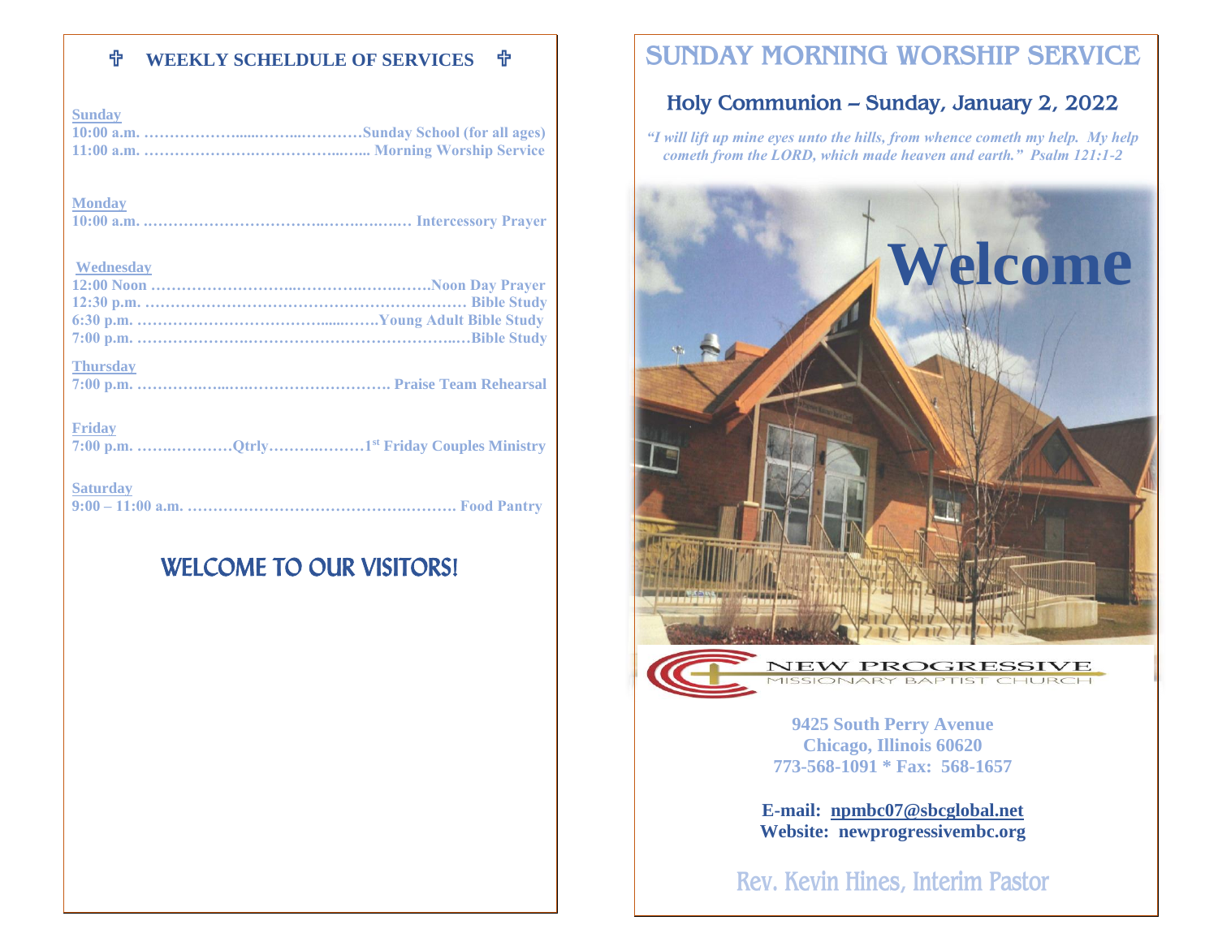## ✞ WEEKLY SCHELDULE OF SERVICES ✞

**Sunday**
**10:00 a.m. …………………......……...…………Sunday School (for all ages)**
**11:00 a.m. ……………………………………...…... Morning Worship Service**

**Monday**
**10:00 a.m. ……………………………..……….…….… Intercessory Prayer**

**Wednesday**
**12:00 Noon ……………………..……………….……….Noon Day Prayer**
**12:30 p.m. ……………………………………………………… Bible Study**
**6:30 p.m. ………………………………......……Young Adult Bible Study**
**7:00 p.m. ………………….…………………………………..…Bible Study**

**Thursday**
**7:00 p.m. ……………....…………………………. Praise Team Rehearsal**

**Friday**
**7:00 p.m. …….…………Qtrly……….………1st Friday Couples Ministry**

**Saturday**
**9:00 – 11:00 a.m. ……………………………………….………. Food Pantry**

## WELCOME TO OUR VISITORS!

# SUNDAY MORNING WORSHIP SERVICE

## Holy Communion – Sunday, January 2, 2022

***"I will lift up mine eyes unto the hills, from whence cometh my help. My help cometh from the LORD, which made heaven and earth." Psalm 121:1-2***

**Welcome**

NEW PROGRESSIVE
MISSIONARY BAPTIST CHURCH

**9425 South Perry Avenue**
**Chicago, Illinois 60620**
**773-568-1091 * Fax: 568-1657**

**E-mail: npmbc07@sbcglobal.net**
**Website: newprogressivembc.org**

Rev. Kevin Hines, Interim Pastor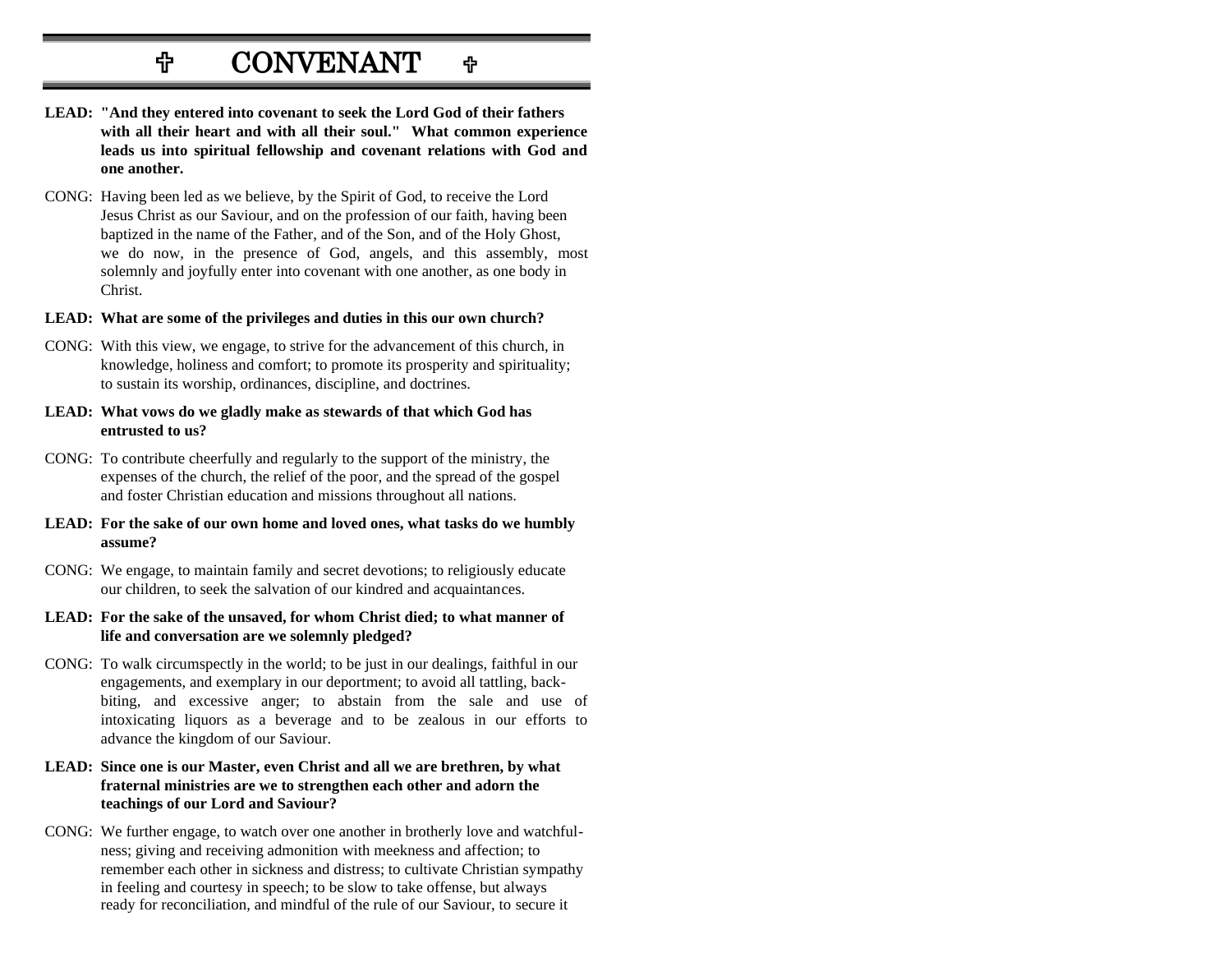# ✞ CONVENANT ✞

**LEAD: "And they entered into covenant to seek the Lord God of their fathers with all their heart and with all their soul." What common experience leads us into spiritual fellowship and covenant relations with God and one another.**

CONG: Having been led as we believe, by the Spirit of God, to receive the Lord Jesus Christ as our Saviour, and on the profession of our faith, having been baptized in the name of the Father, and of the Son, and of the Holy Ghost, we do now, in the presence of God, angels, and this assembly, most solemnly and joyfully enter into covenant with one another, as one body in Christ.

**LEAD: What are some of the privileges and duties in this our own church?**

CONG: With this view, we engage, to strive for the advancement of this church, in knowledge, holiness and comfort; to promote its prosperity and spirituality; to sustain its worship, ordinances, discipline, and doctrines.

**LEAD: What vows do we gladly make as stewards of that which God has entrusted to us?**

CONG: To contribute cheerfully and regularly to the support of the ministry, the expenses of the church, the relief of the poor, and the spread of the gospel and foster Christian education and missions throughout all nations.

**LEAD: For the sake of our own home and loved ones, what tasks do we humbly assume?**

CONG: We engage, to maintain family and secret devotions; to religiously educate our children, to seek the salvation of our kindred and acquaintances.

**LEAD: For the sake of the unsaved, for whom Christ died; to what manner of life and conversation are we solemnly pledged?**

CONG: To walk circumspectly in the world; to be just in our dealings, faithful in our engagements, and exemplary in our deportment; to avoid all tattling, back-biting, and excessive anger; to abstain from the sale and use of intoxicating liquors as a beverage and to be zealous in our efforts to advance the kingdom of our Saviour.

**LEAD: Since one is our Master, even Christ and all we are brethren, by what fraternal ministries are we to strengthen each other and adorn the teachings of our Lord and Saviour?**

CONG: We further engage, to watch over one another in brotherly love and watchfulness; giving and receiving admonition with meekness and affection; to remember each other in sickness and distress; to cultivate Christian sympathy in feeling and courtesy in speech; to be slow to take offense, but always ready for reconciliation, and mindful of the rule of our Saviour, to secure it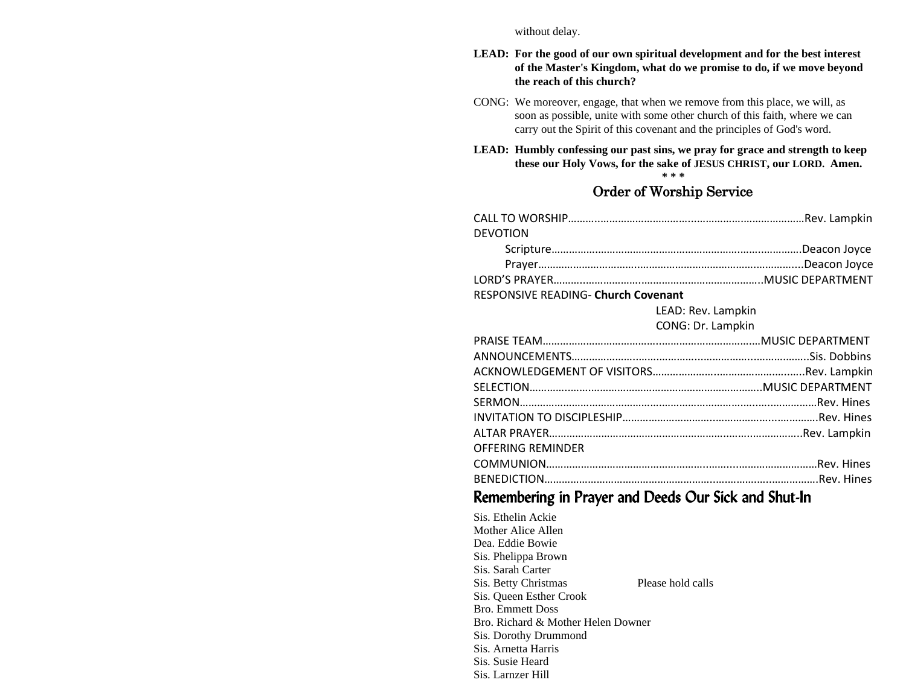without delay.

**LEAD: For the good of our own spiritual development and for the best interest of the Master's Kingdom, what do we promise to do, if we move beyond the reach of this church?**

CONG: We moreover, engage, that when we remove from this place, we will, as soon as possible, unite with some other church of this faith, where we can carry out the Spirit of this covenant and the principles of God's word.

**LEAD: Humbly confessing our past sins, we pray for grace and strength to keep these our Holy Vows, for the sake of JESUS CHRIST, our LORD. Amen.**

\* \* \*

## Order of Worship Service

CALL TO WORSHIP……………………………………………………………………Rev. Lampkin

DEVOTION

- Scripture………………………………………………………………………Deacon Joyce
- Prayer…………………………………………………………………………..Deacon Joyce

LORD'S PRAYER……………………………………………………………..MUSIC DEPARTMENT

RESPONSIVE READING- **Church Covenant**

LEAD: Rev. Lampkin

CONG: Dr. Lampkin

PRAISE TEAM………………………………………………………………MUSIC DEPARTMENT

ANNOUNCEMENTS……………………………………………………………………….Sis. Dobbins

ACKNOWLEDGEMENT OF VISITORS……………………………………………….Rev. Lampkin

SELECTION…………………………………………………………………….MUSIC DEPARTMENT

SERMON……………………………………………………………………………………Rev. Hines

INVITATION TO DISCIPLESHIP……………………………………………………….Rev. Hines

ALTAR PRAYER………………………………………………………………………..Rev. Lampkin

OFFERING REMINDER

COMMUNION…………………………………………………………………………….Rev. Hines

BENEDICTION……………………………………………………………………………Rev. Hines

## Remembering in Prayer and Deeds Our Sick and Shut-In

Sis. Ethelin Ackie
Mother Alice Allen
Dea. Eddie Bowie
Sis. Phelippa Brown
Sis. Sarah Carter
Sis. Betty Christmas — Please hold calls
Sis. Queen Esther Crook
Bro. Emmett Doss
Bro. Richard & Mother Helen Downer
Sis. Dorothy Drummond
Sis. Arnetta Harris
Sis. Susie Heard
Sis. Larnzer Hill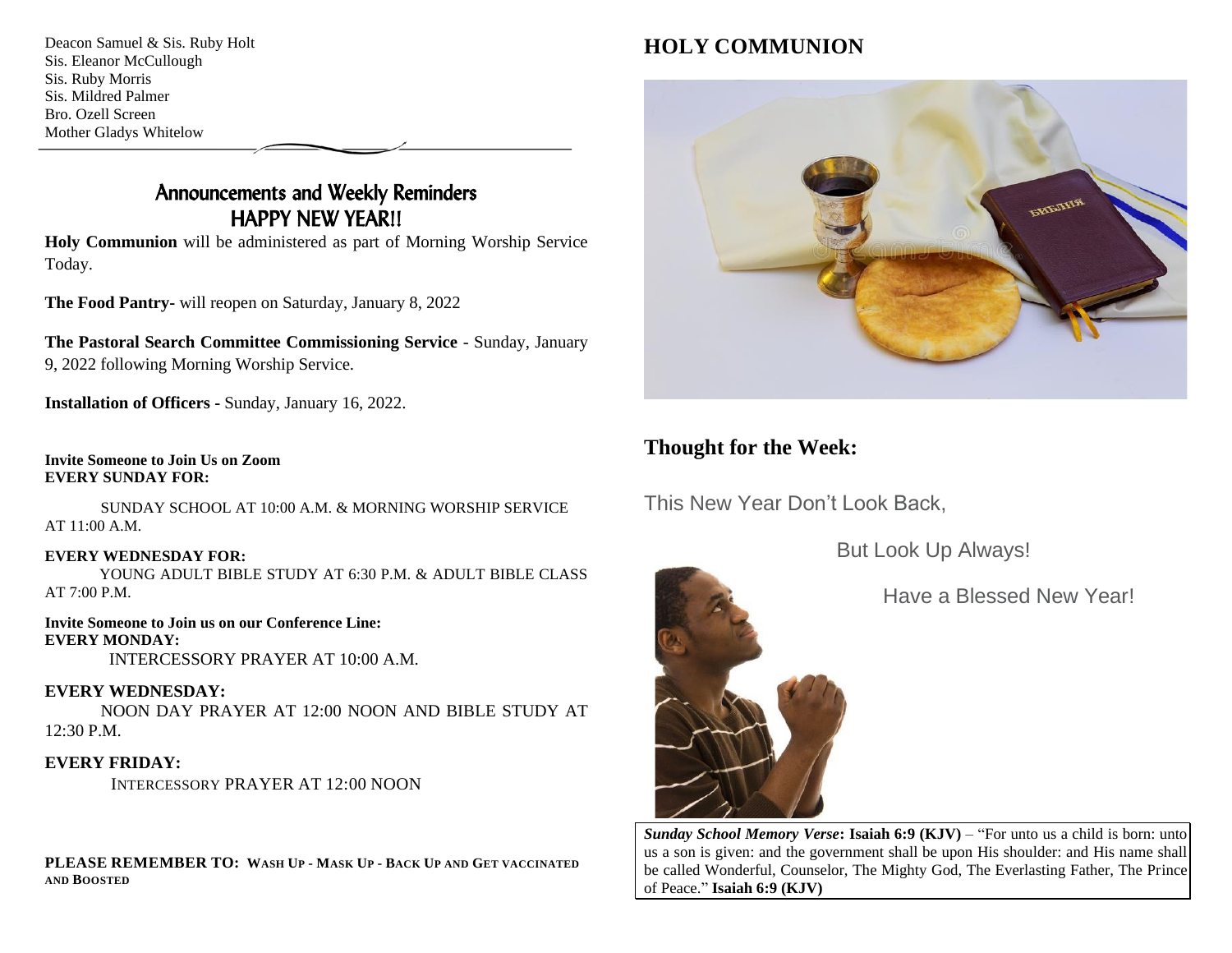Deacon Samuel & Sis. Ruby Holt
Sis. Eleanor McCullough
Sis. Ruby Morris
Sis. Mildred Palmer
Bro. Ozell Screen
Mother Gladys Whitelow

---

## Announcements and Weekly Reminders

## HAPPY NEW YEAR!!

**Holy Communion** will be administered as part of Morning Worship Service Today.

**The Food Pantry-** will reopen on Saturday, January 8, 2022

**The Pastoral Search Committee Commissioning Service** - Sunday, January 9, 2022 following Morning Worship Service.

**Installation of Officers -** Sunday, January 16, 2022.

**Invite Someone to Join Us on Zoom**
**EVERY SUNDAY FOR:**

SUNDAY SCHOOL AT 10:00 A.M. & MORNING WORSHIP SERVICE AT 11:00 A.M.

**EVERY WEDNESDAY FOR:**

YOUNG ADULT BIBLE STUDY AT 6:30 P.M. & ADULT BIBLE CLASS AT 7:00 P.M.

**Invite Someone to Join us on our Conference Line:**
**EVERY MONDAY:**

INTERCESSORY PRAYER AT 10:00 A.M.

**EVERY WEDNESDAY:**

NOON DAY PRAYER AT 12:00 NOON AND BIBLE STUDY AT 12:30 P.M.

**EVERY FRIDAY:**

INTERCESSORY PRAYER AT 12:00 NOON

**PLEASE REMEMBER TO: WASH UP - MASK UP - BACK UP AND GET VACCINATED AND BOOSTED**

## HOLY COMMUNION

## Thought for the Week:

This New Year Don't Look Back,

But Look Up Always!

Have a Blessed New Year!

***Sunday School Memory Verse*: Isaiah 6:9 (KJV)** – "For unto us a child is born: unto us a son is given: and the government shall be upon His shoulder: and His name shall be called Wonderful, Counselor, The Mighty God, The Everlasting Father, The Prince of Peace." **Isaiah 6:9 (KJV)**